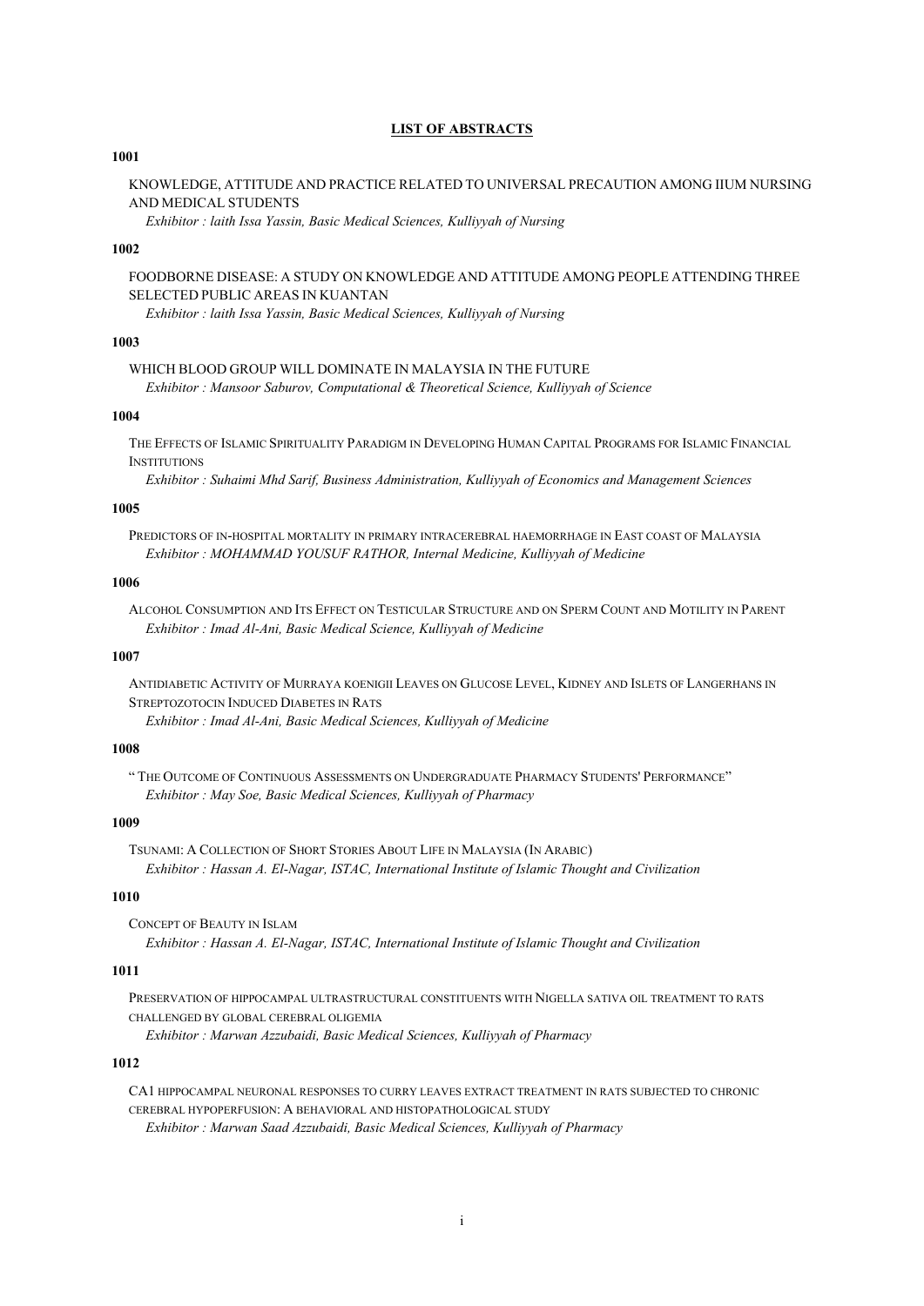## LIST OF ABSTRACTS

**1001**

KNOWLEDGE, ATTITUDE AND PRACTICE RELATED TO UNIVERSAL PRECAUTION AMONG IIUM NURSING AND MEDICAL STUDENTS

*Exhibitor : laith Issa Yassin, Basic Medical Sciences, Kulliyyah of Nursing*

**1002**

FOODBORNE DISEASE: A STUDY ON KNOWLEDGE AND ATTITUDE AMONG PEOPLE ATTENDING THREE SELECTED PUBLIC AREAS IN KUANTAN

*Exhibitor : laith Issa Yassin, Basic Medical Sciences, Kulliyyah of Nursing*

**1003**

WHICH BLOOD GROUP WILL DOMINATE IN MALAYSIA IN THE FUTURE

*Exhibitor : Mansoor Saburov, Computational & Theoretical Science, Kulliyyah of Science*

**1004**

THE EFFECTS OF ISLAMIC SPIRITUALITY PARADIGM IN DEVELOPING HUMAN CAPITAL PROGRAMS FOR ISLAMIC FINANCIAL INSTITUTIONS

*Exhibitor : Suhaimi Mhd Sarif, Business Administration, Kulliyyah of Economics and Management Sciences*

**1005**

PREDICTORS OF IN-HOSPITAL MORTALITY IN PRIMARY INTRACEREBRAL HAEMORRHAGE IN EAST COAST OF MALAYSIA

*Exhibitor : MOHAMMAD YOUSUF RATHOR, Internal Medicine, Kulliyyah of Medicine*

**1006**

ALCOHOL CONSUMPTION AND ITS EFFECT ON TESTICULAR STRUCTURE AND ON SPERM COUNT AND MOTILITY IN PARENT

*Exhibitor : Imad Al-Ani, Basic Medical Science, Kulliyyah of Medicine*

**1007**

ANTIDIABETIC ACTIVITY OF MURRAYA KOENIGII LEAVES ON GLUCOSE LEVEL, KIDNEY AND ISLETS OF LANGERHANS IN STREPTOZOTOCIN INDUCED DIABETES IN RATS

*Exhibitor : Imad Al-Ani, Basic Medical Sciences, Kulliyyah of Medicine*

**1008**

" THE OUTCOME OF CONTINUOUS ASSESSMENTS ON UNDERGRADUATE PHARMACY STUDENTS' PERFORMANCE"

*Exhibitor : May Soe, Basic Medical Sciences, Kulliyyah of Pharmacy*

**1009**

TSUNAMI: A COLLECTION OF SHORT STORIES ABOUT LIFE IN MALAYSIA (IN ARABIC)

*Exhibitor : Hassan A. El-Nagar, ISTAC, International Institute of Islamic Thought and Civilization*

**1010**

CONCEPT OF BEAUTY IN ISLAM

*Exhibitor : Hassan A. El-Nagar, ISTAC, International Institute of Islamic Thought and Civilization*

**1011**

PRESERVATION OF HIPPOCAMPAL ULTRASTRUCTURAL CONSTITUENTS WITH NIGELLA SATIVA OIL TREATMENT TO RATS CHALLENGED BY GLOBAL CEREBRAL OLIGEMIA

*Exhibitor : Marwan Azzubaidi, Basic Medical Sciences, Kulliyyah of Pharmacy*

**1012**

CA1 HIPPOCAMPAL NEURONAL RESPONSES TO CURRY LEAVES EXTRACT TREATMENT IN RATS SUBJECTED TO CHRONIC CEREBRAL HYPOPERFUSION: A BEHAVIORAL AND HISTOPATHOLOGICAL STUDY

*Exhibitor : Marwan Saad Azzubaidi, Basic Medical Sciences, Kulliyyah of Pharmacy*